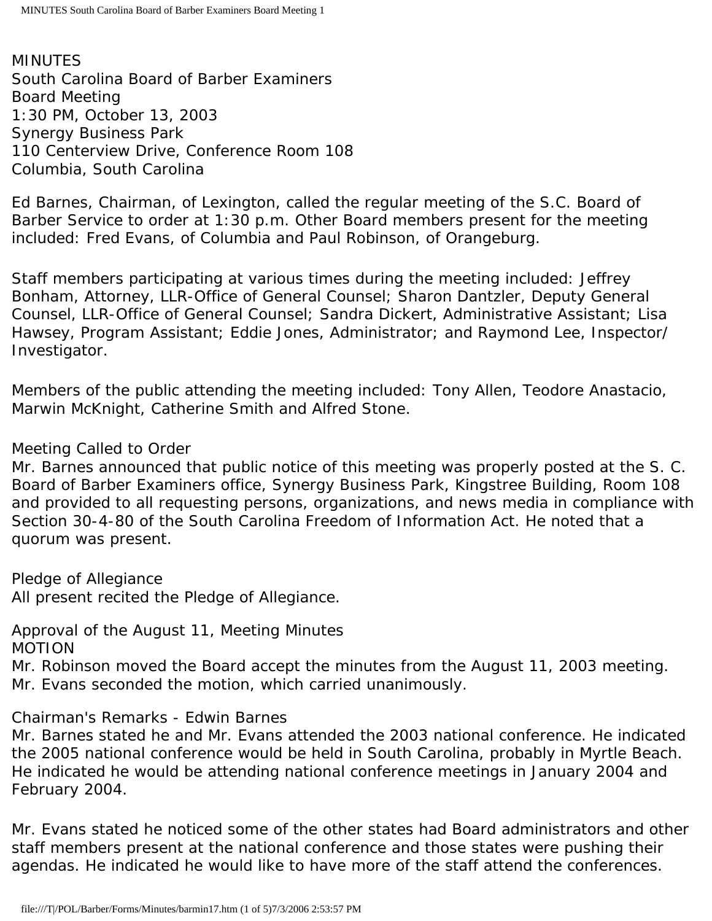MINUTES
South Carolina Board of Barber Examiners
Board Meeting
1:30 PM, October 13, 2003
Synergy Business Park
110 Centerview Drive, Conference Room 108
Columbia, South Carolina

Ed Barnes, Chairman, of Lexington, called the regular meeting of the S.C. Board of Barber Service to order at 1:30 p.m. Other Board members present for the meeting included: Fred Evans, of Columbia and Paul Robinson, of Orangeburg.

Staff members participating at various times during the meeting included: Jeffrey Bonham, Attorney, LLR-Office of General Counsel; Sharon Dantzler, Deputy General Counsel, LLR-Office of General Counsel; Sandra Dickert, Administrative Assistant; Lisa Hawsey, Program Assistant; Eddie Jones, Administrator; and Raymond Lee, Inspector/ Investigator.

Members of the public attending the meeting included: Tony Allen, Teodore Anastacio, Marwin McKnight, Catherine Smith and Alfred Stone.

Meeting Called to Order
Mr. Barnes announced that public notice of this meeting was properly posted at the S. C. Board of Barber Examiners office, Synergy Business Park, Kingstree Building, Room 108 and provided to all requesting persons, organizations, and news media in compliance with Section 30-4-80 of the South Carolina Freedom of Information Act. He noted that a quorum was present.

Pledge of Allegiance
All present recited the Pledge of Allegiance.

Approval of the August 11, Meeting Minutes
MOTION
Mr. Robinson moved the Board accept the minutes from the August 11, 2003 meeting. Mr. Evans seconded the motion, which carried unanimously.

Chairman's Remarks - Edwin Barnes
Mr. Barnes stated he and Mr. Evans attended the 2003 national conference. He indicated the 2005 national conference would be held in South Carolina, probably in Myrtle Beach. He indicated he would be attending national conference meetings in January 2004 and February 2004.

Mr. Evans stated he noticed some of the other states had Board administrators and other staff members present at the national conference and those states were pushing their agendas. He indicated he would like to have more of the staff attend the conferences.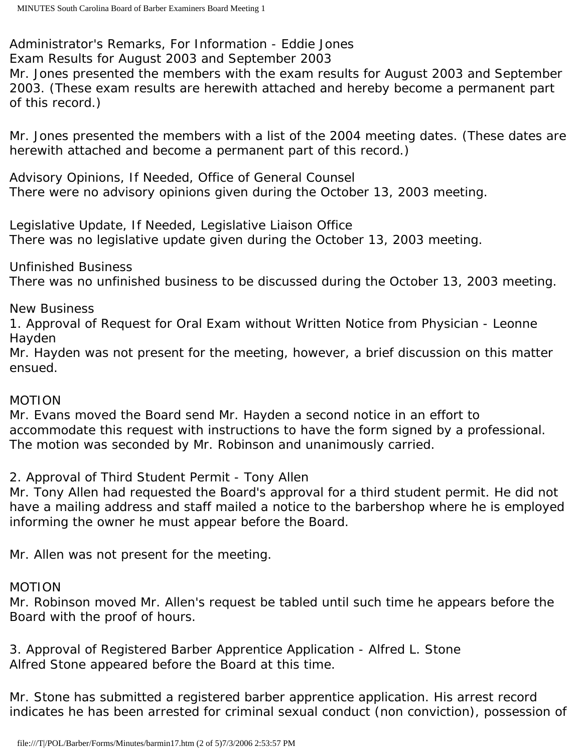Administrator's Remarks, For Information - Eddie Jones
Exam Results for August 2003 and September 2003
Mr. Jones presented the members with the exam results for August 2003 and September 2003. (These exam results are herewith attached and hereby become a permanent part of this record.)

Mr. Jones presented the members with a list of the 2004 meeting dates. (These dates are herewith attached and become a permanent part of this record.)

Advisory Opinions, If Needed, Office of General Counsel
There were no advisory opinions given during the October 13, 2003 meeting.

Legislative Update, If Needed, Legislative Liaison Office
There was no legislative update given during the October 13, 2003 meeting.

Unfinished Business
There was no unfinished business to be discussed during the October 13, 2003 meeting.

New Business
1. Approval of Request for Oral Exam without Written Notice from Physician - Leonne Hayden
Mr. Hayden was not present for the meeting, however, a brief discussion on this matter ensued.

MOTION
Mr. Evans moved the Board send Mr. Hayden a second notice in an effort to accommodate this request with instructions to have the form signed by a professional. The motion was seconded by Mr. Robinson and unanimously carried.

2. Approval of Third Student Permit - Tony Allen
Mr. Tony Allen had requested the Board's approval for a third student permit. He did not have a mailing address and staff mailed a notice to the barbershop where he is employed informing the owner he must appear before the Board.

Mr. Allen was not present for the meeting.

MOTION
Mr. Robinson moved Mr. Allen's request be tabled until such time he appears before the Board with the proof of hours.

3. Approval of Registered Barber Apprentice Application - Alfred L. Stone
Alfred Stone appeared before the Board at this time.

Mr. Stone has submitted a registered barber apprentice application. His arrest record indicates he has been arrested for criminal sexual conduct (non conviction), possession of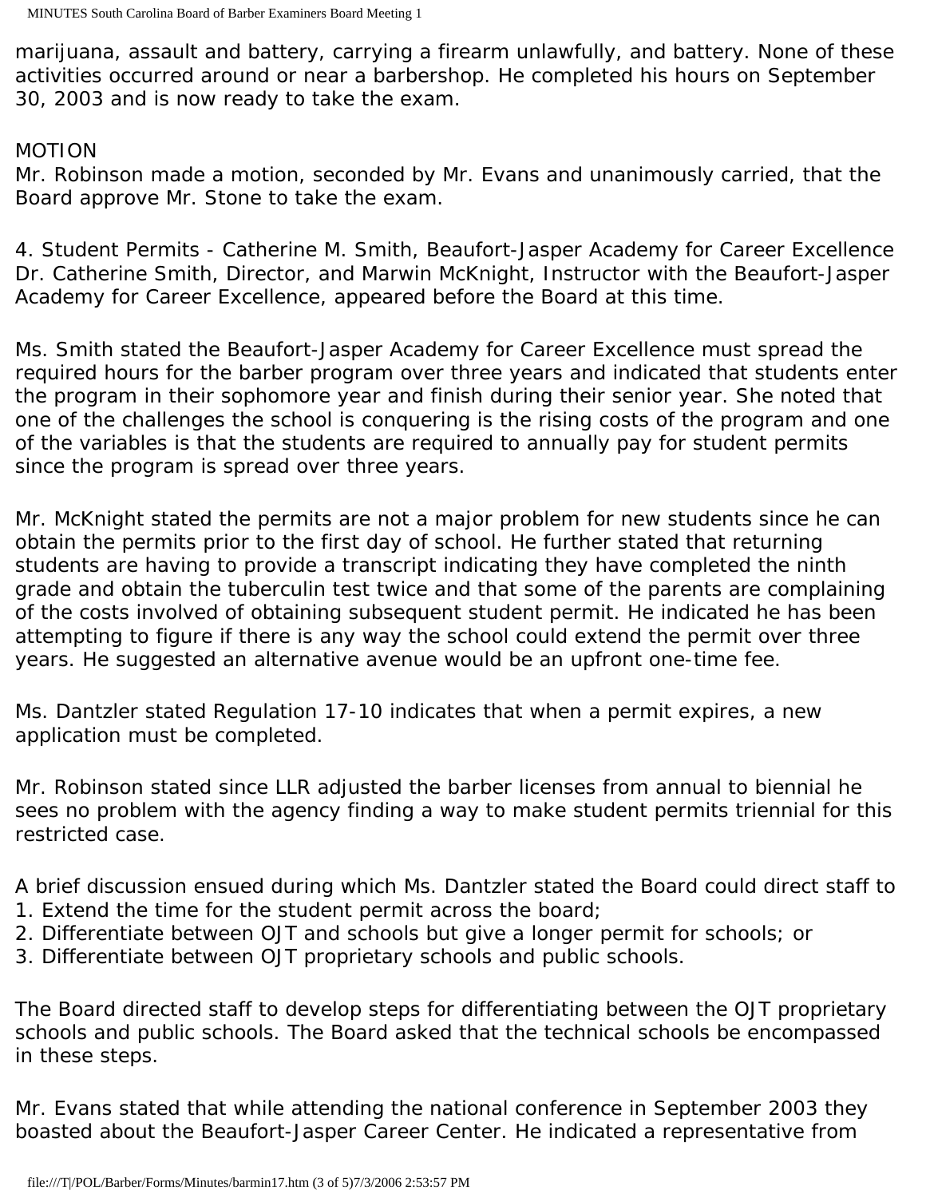marijuana, assault and battery, carrying a firearm unlawfully, and battery. None of these activities occurred around or near a barbershop. He completed his hours on September 30, 2003 and is now ready to take the exam.

MOTION
Mr. Robinson made a motion, seconded by Mr. Evans and unanimously carried, that the Board approve Mr. Stone to take the exam.

4. Student Permits - Catherine M. Smith, Beaufort-Jasper Academy for Career Excellence
Dr. Catherine Smith, Director, and Marwin McKnight, Instructor with the Beaufort-Jasper Academy for Career Excellence, appeared before the Board at this time.

Ms. Smith stated the Beaufort-Jasper Academy for Career Excellence must spread the required hours for the barber program over three years and indicated that students enter the program in their sophomore year and finish during their senior year. She noted that one of the challenges the school is conquering is the rising costs of the program and one of the variables is that the students are required to annually pay for student permits since the program is spread over three years.

Mr. McKnight stated the permits are not a major problem for new students since he can obtain the permits prior to the first day of school. He further stated that returning students are having to provide a transcript indicating they have completed the ninth grade and obtain the tuberculin test twice and that some of the parents are complaining of the costs involved of obtaining subsequent student permit. He indicated he has been attempting to figure if there is any way the school could extend the permit over three years. He suggested an alternative avenue would be an upfront one-time fee.

Ms. Dantzler stated Regulation 17-10 indicates that when a permit expires, a new application must be completed.

Mr. Robinson stated since LLR adjusted the barber licenses from annual to biennial he sees no problem with the agency finding a way to make student permits triennial for this restricted case.

A brief discussion ensued during which Ms. Dantzler stated the Board could direct staff to
1. Extend the time for the student permit across the board;
2. Differentiate between OJT and schools but give a longer permit for schools; or
3. Differentiate between OJT proprietary schools and public schools.

The Board directed staff to develop steps for differentiating between the OJT proprietary schools and public schools. The Board asked that the technical schools be encompassed in these steps.

Mr. Evans stated that while attending the national conference in September 2003 they boasted about the Beaufort-Jasper Career Center. He indicated a representative from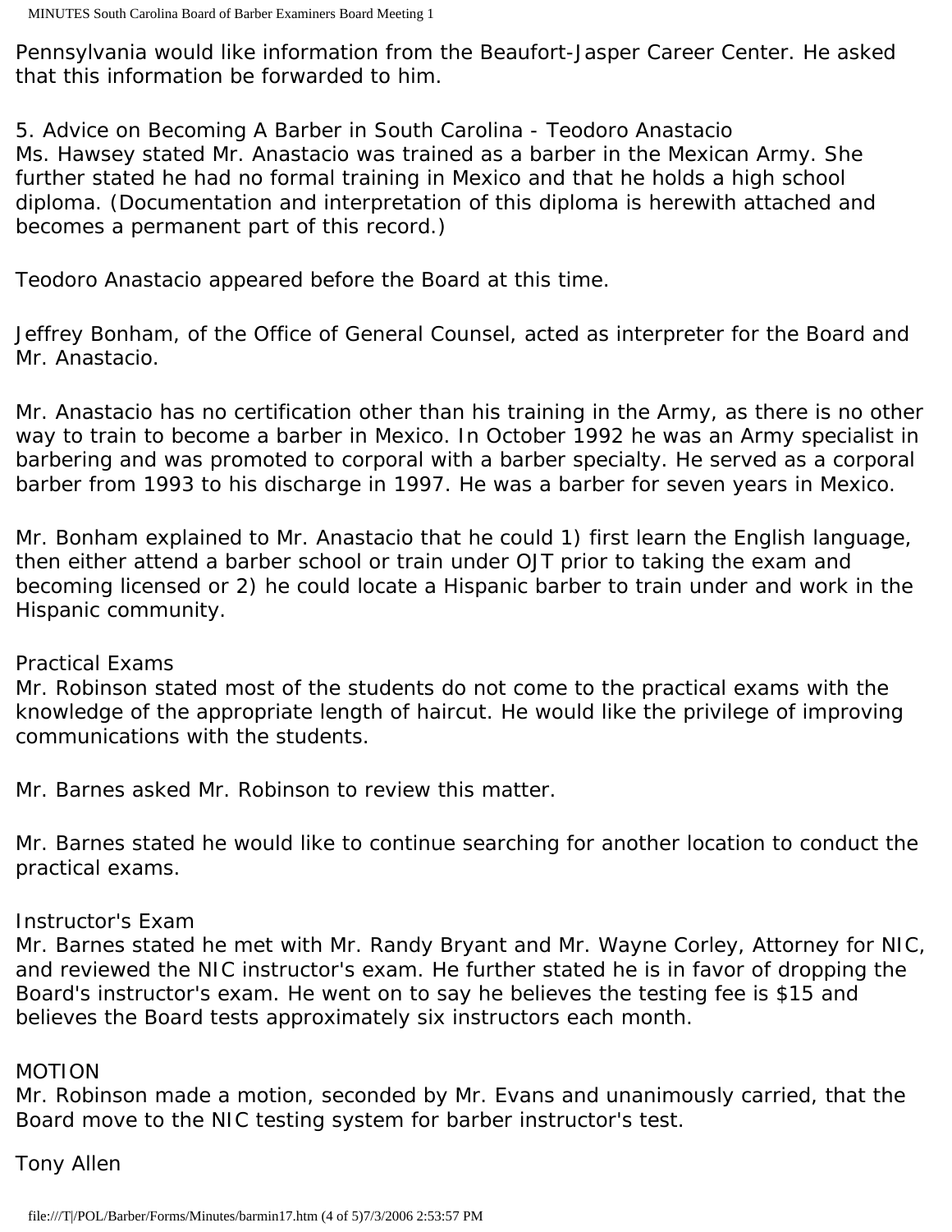Pennsylvania would like information from the Beaufort-Jasper Career Center. He asked that this information be forwarded to him.

5. Advice on Becoming A Barber in South Carolina - Teodoro Anastacio
Ms. Hawsey stated Mr. Anastacio was trained as a barber in the Mexican Army. She further stated he had no formal training in Mexico and that he holds a high school diploma. (Documentation and interpretation of this diploma is herewith attached and becomes a permanent part of this record.)

Teodoro Anastacio appeared before the Board at this time.

Jeffrey Bonham, of the Office of General Counsel, acted as interpreter for the Board and Mr. Anastacio.

Mr. Anastacio has no certification other than his training in the Army, as there is no other way to train to become a barber in Mexico. In October 1992 he was an Army specialist in barbering and was promoted to corporal with a barber specialty. He served as a corporal barber from 1993 to his discharge in 1997. He was a barber for seven years in Mexico.

Mr. Bonham explained to Mr. Anastacio that he could 1) first learn the English language, then either attend a barber school or train under OJT prior to taking the exam and becoming licensed or 2) he could locate a Hispanic barber to train under and work in the Hispanic community.

Practical Exams
Mr. Robinson stated most of the students do not come to the practical exams with the knowledge of the appropriate length of haircut. He would like the privilege of improving communications with the students.

Mr. Barnes asked Mr. Robinson to review this matter.

Mr. Barnes stated he would like to continue searching for another location to conduct the practical exams.

Instructor's Exam
Mr. Barnes stated he met with Mr. Randy Bryant and Mr. Wayne Corley, Attorney for NIC, and reviewed the NIC instructor's exam. He further stated he is in favor of dropping the Board's instructor's exam. He went on to say he believes the testing fee is $15 and believes the Board tests approximately six instructors each month.

MOTION
Mr. Robinson made a motion, seconded by Mr. Evans and unanimously carried, that the Board move to the NIC testing system for barber instructor's test.

Tony Allen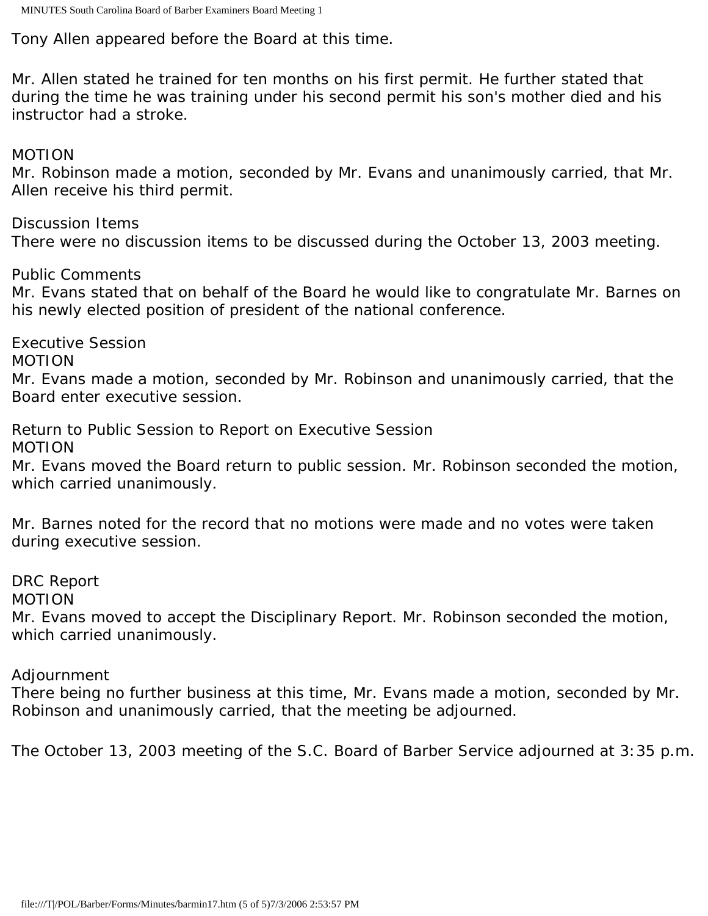Tony Allen appeared before the Board at this time.

Mr. Allen stated he trained for ten months on his first permit. He further stated that during the time he was training under his second permit his son's mother died and his instructor had a stroke.

MOTION
Mr. Robinson made a motion, seconded by Mr. Evans and unanimously carried, that Mr. Allen receive his third permit.

Discussion Items
There were no discussion items to be discussed during the October 13, 2003 meeting.

Public Comments
Mr. Evans stated that on behalf of the Board he would like to congratulate Mr. Barnes on his newly elected position of president of the national conference.

Executive Session
MOTION
Mr. Evans made a motion, seconded by Mr. Robinson and unanimously carried, that the Board enter executive session.

Return to Public Session to Report on Executive Session
MOTION
Mr. Evans moved the Board return to public session. Mr. Robinson seconded the motion, which carried unanimously.

Mr. Barnes noted for the record that no motions were made and no votes were taken during executive session.

DRC Report
MOTION
Mr. Evans moved to accept the Disciplinary Report. Mr. Robinson seconded the motion, which carried unanimously.

Adjournment
There being no further business at this time, Mr. Evans made a motion, seconded by Mr. Robinson and unanimously carried, that the meeting be adjourned.

The October 13, 2003 meeting of the S.C. Board of Barber Service adjourned at 3:35 p.m.